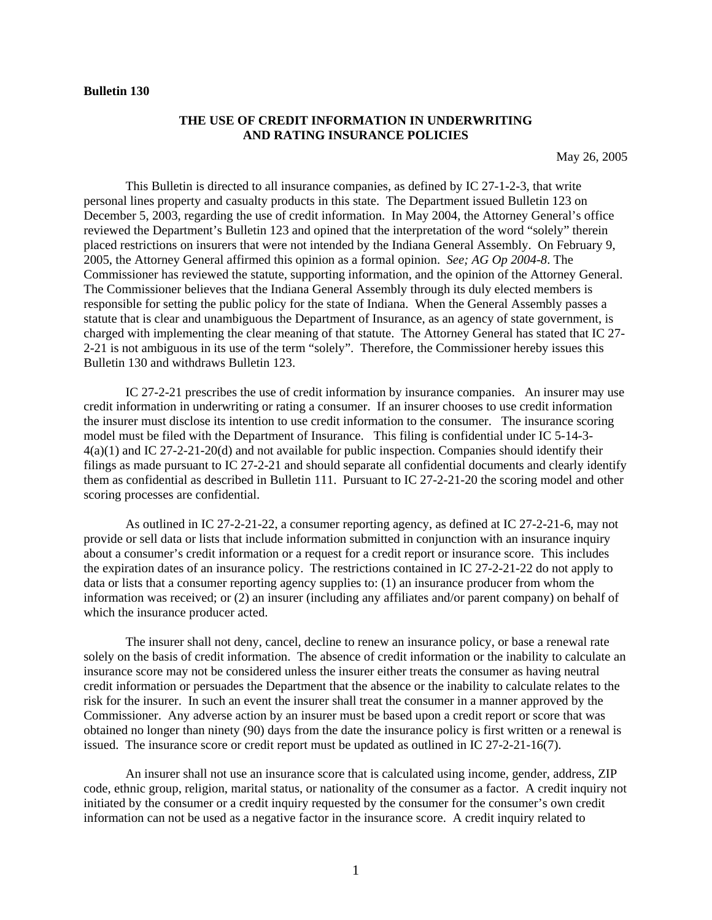**Bulletin 130**

## THE USE OF CREDIT INFORMATION IN UNDERWRITING AND RATING INSURANCE POLICIES

May 26, 2005

This Bulletin is directed to all insurance companies, as defined by IC 27-1-2-3, that write personal lines property and casualty products in this state. The Department issued Bulletin 123 on December 5, 2003, regarding the use of credit information. In May 2004, the Attorney General's office reviewed the Department's Bulletin 123 and opined that the interpretation of the word "solely" therein placed restrictions on insurers that were not intended by the Indiana General Assembly. On February 9, 2005, the Attorney General affirmed this opinion as a formal opinion. *See; AG Op 2004-8*. The Commissioner has reviewed the statute, supporting information, and the opinion of the Attorney General. The Commissioner believes that the Indiana General Assembly through its duly elected members is responsible for setting the public policy for the state of Indiana. When the General Assembly passes a statute that is clear and unambiguous the Department of Insurance, as an agency of state government, is charged with implementing the clear meaning of that statute. The Attorney General has stated that IC 27-2-21 is not ambiguous in its use of the term "solely". Therefore, the Commissioner hereby issues this Bulletin 130 and withdraws Bulletin 123.

IC 27-2-21 prescribes the use of credit information by insurance companies. An insurer may use credit information in underwriting or rating a consumer. If an insurer chooses to use credit information the insurer must disclose its intention to use credit information to the consumer. The insurance scoring model must be filed with the Department of Insurance. This filing is confidential under IC 5-14-3-4(a)(1) and IC 27-2-21-20(d) and not available for public inspection. Companies should identify their filings as made pursuant to IC 27-2-21 and should separate all confidential documents and clearly identify them as confidential as described in Bulletin 111. Pursuant to IC 27-2-21-20 the scoring model and other scoring processes are confidential.

As outlined in IC 27-2-21-22, a consumer reporting agency, as defined at IC 27-2-21-6, may not provide or sell data or lists that include information submitted in conjunction with an insurance inquiry about a consumer's credit information or a request for a credit report or insurance score. This includes the expiration dates of an insurance policy. The restrictions contained in IC 27-2-21-22 do not apply to data or lists that a consumer reporting agency supplies to: (1) an insurance producer from whom the information was received; or (2) an insurer (including any affiliates and/or parent company) on behalf of which the insurance producer acted.

The insurer shall not deny, cancel, decline to renew an insurance policy, or base a renewal rate solely on the basis of credit information. The absence of credit information or the inability to calculate an insurance score may not be considered unless the insurer either treats the consumer as having neutral credit information or persuades the Department that the absence or the inability to calculate relates to the risk for the insurer. In such an event the insurer shall treat the consumer in a manner approved by the Commissioner. Any adverse action by an insurer must be based upon a credit report or score that was obtained no longer than ninety (90) days from the date the insurance policy is first written or a renewal is issued. The insurance score or credit report must be updated as outlined in IC 27-2-21-16(7).

An insurer shall not use an insurance score that is calculated using income, gender, address, ZIP code, ethnic group, religion, marital status, or nationality of the consumer as a factor. A credit inquiry not initiated by the consumer or a credit inquiry requested by the consumer for the consumer's own credit information can not be used as a negative factor in the insurance score. A credit inquiry related to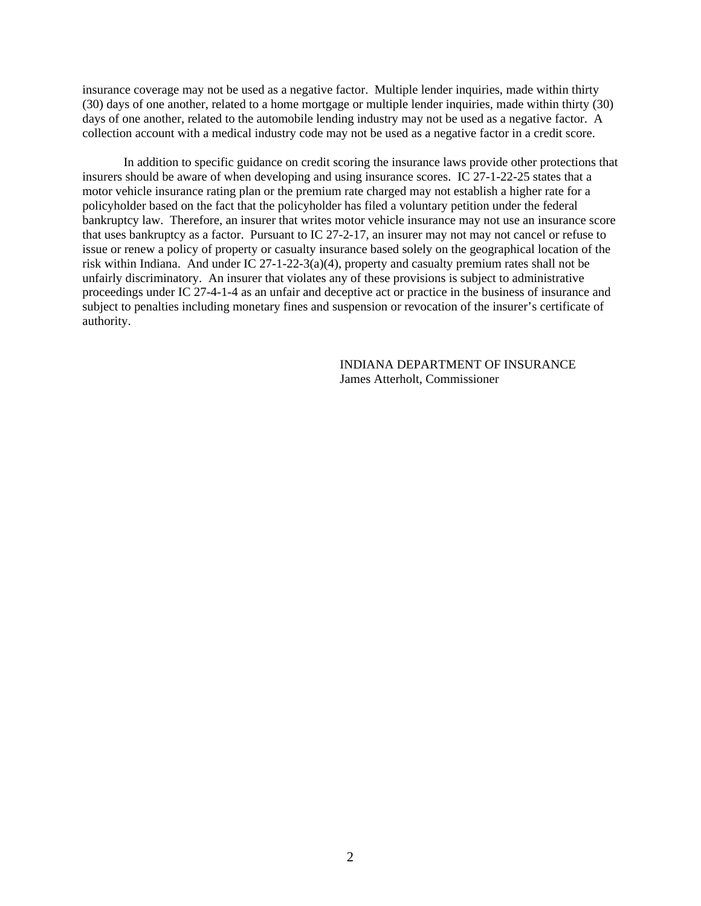insurance coverage may not be used as a negative factor. Multiple lender inquiries, made within thirty (30) days of one another, related to a home mortgage or multiple lender inquiries, made within thirty (30) days of one another, related to the automobile lending industry may not be used as a negative factor. A collection account with a medical industry code may not be used as a negative factor in a credit score.

In addition to specific guidance on credit scoring the insurance laws provide other protections that insurers should be aware of when developing and using insurance scores. IC 27-1-22-25 states that a motor vehicle insurance rating plan or the premium rate charged may not establish a higher rate for a policyholder based on the fact that the policyholder has filed a voluntary petition under the federal bankruptcy law. Therefore, an insurer that writes motor vehicle insurance may not use an insurance score that uses bankruptcy as a factor. Pursuant to IC 27-2-17, an insurer may not may not cancel or refuse to issue or renew a policy of property or casualty insurance based solely on the geographical location of the risk within Indiana. And under IC 27-1-22-3(a)(4), property and casualty premium rates shall not be unfairly discriminatory. An insurer that violates any of these provisions is subject to administrative proceedings under IC 27-4-1-4 as an unfair and deceptive act or practice in the business of insurance and subject to penalties including monetary fines and suspension or revocation of the insurer's certificate of authority.

INDIANA DEPARTMENT OF INSURANCE
James Atterholt, Commissioner